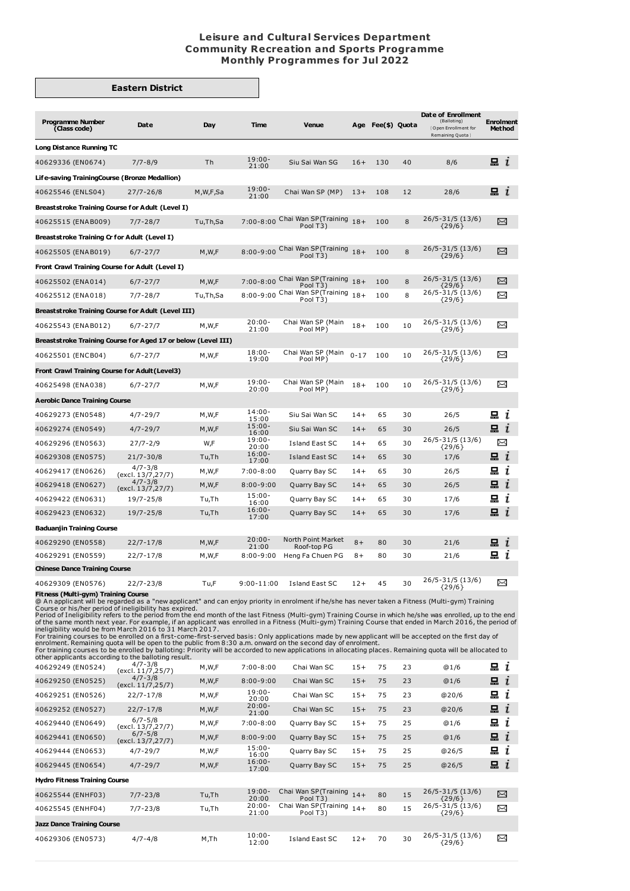# Leisure and Cultural Services Department
## Community Recreation and Sports Programme
## Monthly Programmes for Jul 2022

### Eastern District

| Programme Number (Class code) | Date | Day | Time | Venue | Age | Fee($) | Quota | Date of Enrollment (Balloting) (Open Enrollment for Remaining Quota) | Enrolment Method |
|---|---|---|---|---|---|---|---|---|---|
| **Long Distance Running TC** | | | | | | | | | |
| 40629336 (EN0674) | 7/7-8/9 | Th | 19:00-21:00 | Siu Sai Wan SG | 16+ | 130 | 40 | 8/6 | 💻 i |
| **Life-saving TrainingCourse (Bronze Medallion)** | | | | | | | | | |
| 40625546 (ENLS04) | 27/7-26/8 | M,W,F,Sa | 19:00-21:00 | Chai Wan SP (MP) | 13+ | 108 | 12 | 28/6 | 💻 i |
| **Breaststroke Training Course for Adult (Level I)** | | | | | | | | | |
| 40625515 (ENAB009) | 7/7-28/7 | Tu,Th,Sa | 7:00-8:00 | Chai Wan SP(Training Pool T3) | 18+ | 100 | 8 | 26/5-31/5 (13/6) {29/6} | ✉ |
| **Breaststroke Training Cr for Adult (Level I)** | | | | | | | | | |
| 40625505 (ENAB019) | 6/7-27/7 | M,W,F | 8:00-9:00 | Chai Wan SP(Training Pool T3) | 18+ | 100 | 8 | 26/5-31/5 (13/6) {29/6} | ✉ |
| **Front Crawl Training Course for Adult (Level I)** | | | | | | | | | |
| 40625502 (ENA014) | 6/7-27/7 | M,W,F | 7:00-8:00 | Chai Wan SP(Training Pool T3) | 18+ | 100 | 8 | 26/5-31/5 (13/6) {29/6} | ✉ |
| 40625512 (ENA018) | 7/7-28/7 | Tu,Th,Sa | 8:00-9:00 | Chai Wan SP(Training Pool T3) | 18+ | 100 | 8 | 26/5-31/5 (13/6) {29/6} | ✉ |
| **Breaststroke Training Course for Adult (Level III)** | | | | | | | | | |
| 40625543 (ENAB012) | 6/7-27/7 | M,W,F | 20:00-21:00 | Chai Wan SP (Main Pool MP) | 18+ | 100 | 10 | 26/5-31/5 (13/6) {29/6} | ✉ |
| **Breaststroke Training Course for Aged 17 or below (Level III)** | | | | | | | | | |
| 40625501 (ENCB04) | 6/7-27/7 | M,W,F | 18:00-19:00 | Chai Wan SP (Main Pool MP) | 0-17 | 100 | 10 | 26/5-31/5 (13/6) {29/6} | ✉ |
| **Front Crawl Training Course for Adult(Level3)** | | | | | | | | | |
| 40625498 (ENA038) | 6/7-27/7 | M,W,F | 19:00-20:00 | Chai Wan SP (Main Pool MP) | 18+ | 100 | 10 | 26/5-31/5 (13/6) {29/6} | ✉ |
| **Aerobic Dance Training Course** | | | | | | | | | |
| 40629273 (EN0548) | 4/7-29/7 | M,W,F | 14:00-15:00 | Siu Sai Wan SC | 14+ | 65 | 30 | 26/5 | 💻 i |
| 40629274 (EN0549) | 4/7-29/7 | M,W,F | 15:00-16:00 | Siu Sai Wan SC | 14+ | 65 | 30 | 26/5 | 💻 i |
| 40629296 (EN0563) | 27/7-2/9 | W,F | 19:00-20:00 | Island East SC | 14+ | 65 | 30 | 26/5-31/5 (13/6) {29/6} | ✉ |
| 40629308 (EN0575) | 21/7-30/8 | Tu,Th | 16:00-17:00 | Island East SC | 14+ | 65 | 30 | 17/6 | 💻 i |
| 40629417 (EN0626) | 4/7-3/8 (excl. 13/7,27/7) | M,W,F | 7:00-8:00 | Quarry Bay SC | 14+ | 65 | 30 | 26/5 | 💻 i |
| 40629418 (EN0627) | 4/7-3/8 (excl. 13/7,27/7) | M,W,F | 8:00-9:00 | Quarry Bay SC | 14+ | 65 | 30 | 26/5 | 💻 i |
| 40629422 (EN0631) | 19/7-25/8 | Tu,Th | 15:00-16:00 | Quarry Bay SC | 14+ | 65 | 30 | 17/6 | 💻 i |
| 40629423 (EN0632) | 19/7-25/8 | Tu,Th | 16:00-17:00 | Quarry Bay SC | 14+ | 65 | 30 | 17/6 | 💻 i |
| **Baduanjin Training Course** | | | | | | | | | |
| 40629290 (EN0558) | 22/7-17/8 | M,W,F | 20:00-21:00 | North Point Market Roof-top PG | 8+ | 80 | 30 | 21/6 | 💻 i |
| 40629291 (EN0559) | 22/7-17/8 | M,W,F | 8:00-9:00 | Heng Fa Chuen PG | 8+ | 80 | 30 | 21/6 | 💻 i |
| **Chinese Dance Training Course** | | | | | | | | | |
| 40629309 (EN0576) | 22/7-23/8 | Tu,F | 9:00-11:00 | Island East SC | 12+ | 45 | 30 | 26/5-31/5 (13/6) {29/6} | ✉ |

**Fitness (Multi-gym) Training Course**

@ An applicant will be regarded as a "new applicant" and can enjoy priority in enrolment if he/she has never taken a Fitness (Multi-gym) Training Course or his/her period of ineligibility has expired.
Period of Ineligibility refers to the period from the end month of the last Fitness (Multi-gym) Training Course in which he/she was enrolled, up to the end of the same month next year. For example, if an applicant was enrolled in a Fitness (Multi-gym) Training Course that ended in March 2016, the period of ineligibility would be from March 2016 to 31 March 2017.
For training courses to be enrolled on a first-come-first-served basis: Only applications made by new applicant will be accepted on the first day of enrolment. Remaining quota will be open to the public from 8:30 a.m. onward on the second day of enrolment.
For training courses to be enrolled by balloting: Priority will be accorded to new applications in allocating places. Remaining quota will be allocated to other applicants according to the balloting result.

| Programme Number (Class code) | Date | Day | Time | Venue | Age | Fee($) | Quota | Date of Enrollment (Balloting) (Open Enrollment for Remaining Quota) | Enrolment Method |
|---|---|---|---|---|---|---|---|---|---|
| 40629249 (EN0524) | 4/7-3/8 (excl. 11/7,25/7) | M,W,F | 7:00-8:00 | Chai Wan SC | 15+ | 75 | 23 | @1/6 | 💻 i |
| 40629250 (EN0525) | 4/7-3/8 (excl. 11/7,25/7) | M,W,F | 8:00-9:00 | Chai Wan SC | 15+ | 75 | 23 | @1/6 | 💻 i |
| 40629251 (EN0526) | 22/7-17/8 | M,W,F | 19:00-20:00 | Chai Wan SC | 15+ | 75 | 23 | @20/6 | 💻 i |
| 40629252 (EN0527) | 22/7-17/8 | M,W,F | 20:00-21:00 | Chai Wan SC | 15+ | 75 | 23 | @20/6 | 💻 i |
| 40629440 (EN0649) | 6/7-5/8 (excl. 13/7,27/7) | M,W,F | 7:00-8:00 | Quarry Bay SC | 15+ | 75 | 25 | @1/6 | 💻 i |
| 40629441 (EN0650) | 6/7-5/8 (excl. 13/7,27/7) | M,W,F | 8:00-9:00 | Quarry Bay SC | 15+ | 75 | 25 | @1/6 | 💻 i |
| 40629444 (EN0653) | 4/7-29/7 | M,W,F | 15:00-16:00 | Quarry Bay SC | 15+ | 75 | 25 | @26/5 | 💻 i |
| 40629445 (EN0654) | 4/7-29/7 | M,W,F | 16:00-17:00 | Quarry Bay SC | 15+ | 75 | 25 | @26/5 | 💻 i |
| **Hydro Fitness Training Course** | | | | | | | | | |
| 40625544 (ENHF03) | 7/7-23/8 | Tu,Th | 19:00-20:00 | Chai Wan SP(Training Pool T3) | 14+ | 80 | 15 | 26/5-31/5 (13/6) {29/6} | ✉ |
| 40625545 (ENHF04) | 7/7-23/8 | Tu,Th | 20:00-21:00 | Chai Wan SP(Training Pool T3) | 14+ | 80 | 15 | 26/5-31/5 (13/6) {29/6} | ✉ |
| **Jazz Dance Training Course** | | | | | | | | | |
| 40629306 (EN0573) | 4/7-4/8 | M,Th | 10:00-12:00 | Island East SC | 12+ | 70 | 30 | 26/5-31/5 (13/6) {29/6} | ✉ |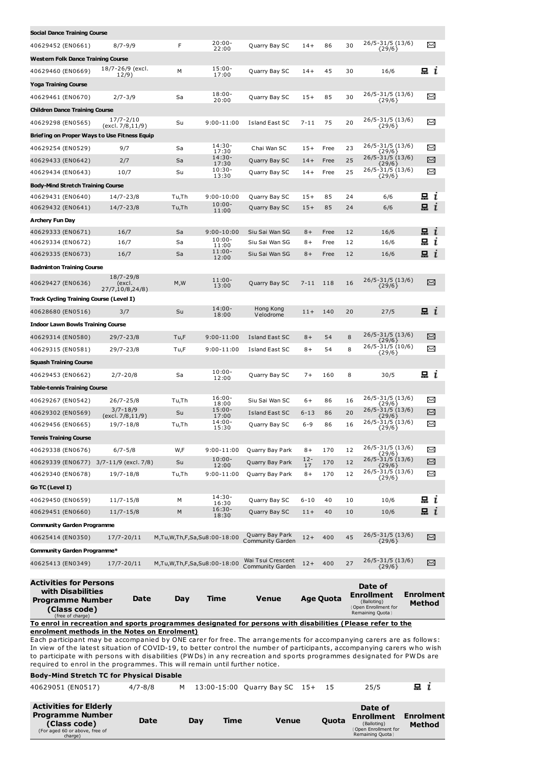| Programme Number (Class code) | Date | Day | Time | Venue | Age | Fee | Quota | Date of Enrollment | Enrolment Method |
|---|---|---|---|---|---|---|---|---|---|
| **Social Dance Training Course** | | | | | | | | | |
| 40629452 (EN0661) | 8/7-9/9 | F | 20:00-22:00 | Quarry Bay SC | 14+ | 86 | 30 | 26/5-31/5 (13/6) {29/6} | ✉ |
| **Western Folk Dance Training Course** | | | | | | | | | |
| 40629460 (EN0669) | 18/7-26/9 (excl. 12/9) | M | 15:00-17:00 | Quarry Bay SC | 14+ | 45 | 30 | 16/6 | 💻 i |
| **Yoga Training Course** | | | | | | | | | |
| 40629461 (EN0670) | 2/7-3/9 | Sa | 18:00-20:00 | Quarry Bay SC | 15+ | 85 | 30 | 26/5-31/5 (13/6) {29/6} | ✉ |
| **Children Dance Training Course** | | | | | | | | | |
| 40629298 (EN0565) | 17/7-2/10 (excl. 7/8,11/9) | Su | 9:00-11:00 | Island East SC | 7-11 | 75 | 20 | 26/5-31/5 (13/6) {29/6} | ✉ |
| **Briefing on Proper Ways to Use Fitness Equip** | | | | | | | | | |
| 40629254 (EN0529) | 9/7 | Sa | 14:30-17:30 | Chai Wan SC | 15+ | Free | 23 | 26/5-31/5 (13/6) {29/6} | ✉ |
| 40629433 (EN0642) | 2/7 | Sa | 14:30-17:30 | Quarry Bay SC | 14+ | Free | 25 | 26/5-31/5 (13/6) {29/6} | ✉ |
| 40629434 (EN0643) | 10/7 | Su | 10:30-13:30 | Quarry Bay SC | 14+ | Free | 25 | 26/5-31/5 (13/6) {29/6} | ✉ |
| **Body-Mind Stretch Training Course** | | | | | | | | | |
| 40629431 (EN0640) | 14/7-23/8 | Tu,Th | 9:00-10:00 | Quarry Bay SC | 15+ | 85 | 24 | 6/6 | 💻 i |
| 40629432 (EN0641) | 14/7-23/8 | Tu,Th | 10:00-11:00 | Quarry Bay SC | 15+ | 85 | 24 | 6/6 | 💻 i |
| **Archery Fun Day** | | | | | | | | | |
| 40629333 (EN0671) | 16/7 | Sa | 9:00-10:00 | Siu Sai Wan SG | 8+ | Free | 12 | 16/6 | 💻 i |
| 40629334 (EN0672) | 16/7 | Sa | 10:00-11:00 | Siu Sai Wan SG | 8+ | Free | 12 | 16/6 | 💻 i |
| 40629335 (EN0673) | 16/7 | Sa | 11:00-12:00 | Siu Sai Wan SG | 8+ | Free | 12 | 16/6 | 💻 i |
| **Badminton Training Course** | | | | | | | | | |
| 40629427 (EN0636) | 18/7-29/8 (excl. 27/7,10/8,24/8) | M,W | 11:00-13:00 | Quarry Bay SC | 7-11 | 118 | 16 | 26/5-31/5 (13/6) {29/6} | ✉ |
| **Track Cycling Training Course (Level I)** | | | | | | | | | |
| 40628680 (EN0516) | 3/7 | Su | 14:00-18:00 | Hong Kong Velodrome | 11+ | 140 | 20 | 27/5 | 💻 i |
| **Indoor Lawn Bowls Training Course** | | | | | | | | | |
| 40629314 (EN0580) | 29/7-23/8 | Tu,F | 9:00-11:00 | Island East SC | 8+ | 54 | 8 | 26/5-31/5 (13/6) {29/6} | ✉ |
| 40629315 (EN0581) | 29/7-23/8 | Tu,F | 9:00-11:00 | Island East SC | 8+ | 54 | 8 | 26/5-31/5 (10/6) {29/6} | ✉ |
| **Squash Training Course** | | | | | | | | | |
| 40629453 (EN0662) | 2/7-20/8 | Sa | 10:00-12:00 | Quarry Bay SC | 7+ | 160 | 8 | 30/5 | 💻 i |
| **Table-tennis Training Course** | | | | | | | | | |
| 40629267 (EN0542) | 26/7-25/8 | Tu,Th | 16:00-18:00 | Siu Sai Wan SC | 6+ | 86 | 16 | 26/5-31/5 (13/6) {29/6} | ✉ |
| 40629302 (EN0569) | 3/7-18/9 (excl. 7/8,11/9) | Su | 15:00-17:00 | Island East SC | 6-13 | 86 | 20 | 26/5-31/5 (13/6) {29/6} | ✉ |
| 40629456 (EN0665) | 19/7-18/8 | Tu,Th | 14:00-15:30 | Quarry Bay SC | 6-9 | 86 | 16 | 26/5-31/5 (13/6) {29/6} | ✉ |
| **Tennis Training Course** | | | | | | | | | |
| 40629338 (EN0676) | 6/7-5/8 | W,F | 9:00-11:00 | Quarry Bay Park | 8+ | 170 | 12 | 26/5-31/5 (13/6) {29/6} | ✉ |
| 40629339 (EN0677) | 3/7-11/9 (excl. 7/8) | Su | 10:00-12:00 | Quarry Bay Park | 12-17 | 170 | 12 | 26/5-31/5 (13/6) {29/6} | ✉ |
| 40629340 (EN0678) | 19/7-18/8 | Tu,Th | 9:00-11:00 | Quarry Bay Park | 8+ | 170 | 12 | 26/5-31/5 (13/6) {29/6} | ✉ |
| **Go TC (Level I)** | | | | | | | | | |
| 40629450 (EN0659) | 11/7-15/8 | M | 14:30-16:30 | Quarry Bay SC | 6-10 | 40 | 10 | 10/6 | 💻 i |
| 40629451 (EN0660) | 11/7-15/8 | M | 16:30-18:30 | Quarry Bay SC | 11+ | 40 | 10 | 10/6 | 💻 i |
| **Community Garden Programme** | | | | | | | | | |
| 40625414 (EN0350) | 17/7-20/11 | M,Tu,W,Th,F,Sa,Su | 8:00-18:00 | Quarry Bay Park Community Garden | 12+ | 400 | 45 | 26/5-31/5 (13/6) {29/6} | ✉ |
| **Community Garden Programme*** | | | | | | | | | |
| 40625413 (EN0349) | 17/7-20/11 | M,Tu,W,Th,F,Sa,Su | 8:00-18:00 | Wai Tsui Crescent Community Garden | 12+ | 400 | 27 | 26/5-31/5 (13/6) {29/6} | ✉ |

| Activities for Persons with Disabilities Programme Number (Class code) (free of charge) | Date | Day | Time | Venue | Age | Quota | Date of Enrollment (Balloting) [Open Enrollment for Remaining Quota] | Enrolment Method |
|---|---|---|---|---|---|---|---|---|

**To enrol in recreation and sports programmes designated for persons with disabilities (Please refer to the enrolment methods in the Notes on Enrolment)**

Each participant may be accompanied by ONE carer for free. The arrangements for accompanying carers are as follows: In view of the latest situation of COVID-19, to better control the number of participants, accompanying carers who wish to participate with persons with disabilities (PWDs) in any recreation and sports programmes designated for PWDs are required to enrol in the programmes. This will remain until further notice.

| Programme Number (Class code) | Date | Day | Time | Venue | Age | Quota | Date of Enrollment | Enrolment Method |
|---|---|---|---|---|---|---|---|---|
| **Body-Mind Stretch TC for Physical Disable** | | | | | | | | |
| 40629051 (EN0517) | 4/7-8/8 | M | 13:00-15:00 | Quarry Bay SC | 15+ | 15 | 25/5 | 💻 i |

| Activities for Elderly Programme Number (Class code) (For aged 60 or above, free of charge) | Date | Day | Time | Venue | Quota | Date of Enrollment (Balloting) [Open Enrollment for Remaining Quota] | Enrolment Method |
|---|---|---|---|---|---|---|---|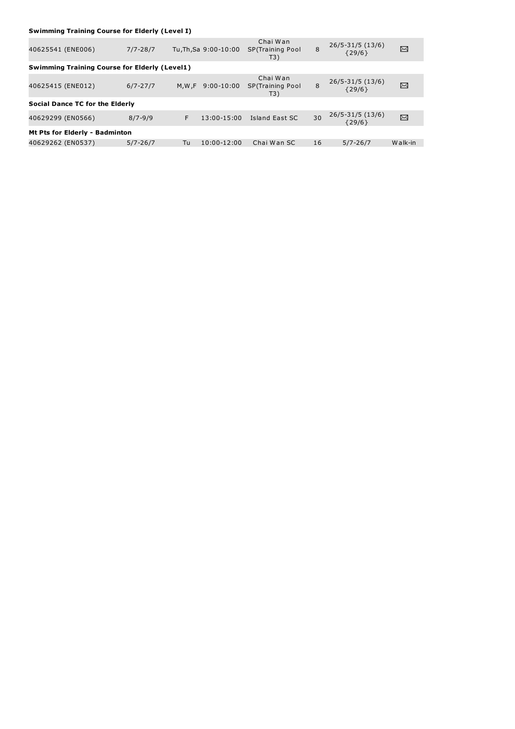**Swimming Training Course for Elderly (Level I)**

| | | | | | | | |
|---|---|---|---|---|---|---|---|
| 40625541 (ENE006) | 7/7-28/7 | Tu,Th,Sa | 9:00-10:00 | Chai Wan SP(Training Pool T3) | 8 | 26/5-31/5 (13/6) {29/6} | ✉ |

**Swimming Training Course for Elderly (Level1)**

| | | | | | | | |
|---|---|---|---|---|---|---|---|
| 40625415 (ENE012) | 6/7-27/7 | M,W,F | 9:00-10:00 | Chai Wan SP(Training Pool T3) | 8 | 26/5-31/5 (13/6) {29/6} | ✉ |

**Social Dance TC for the Elderly**

| | | | | | | | |
|---|---|---|---|---|---|---|---|
| 40629299 (EN0566) | 8/7-9/9 | F | 13:00-15:00 | Island East SC | 30 | 26/5-31/5 (13/6) {29/6} | ✉ |

**Mt Pts for Elderly - Badminton**

| | | | | | | | |
|---|---|---|---|---|---|---|---|
| 40629262 (EN0537) | 5/7-26/7 | Tu | 10:00-12:00 | Chai Wan SC | 16 | 5/7-26/7 | Walk-in |